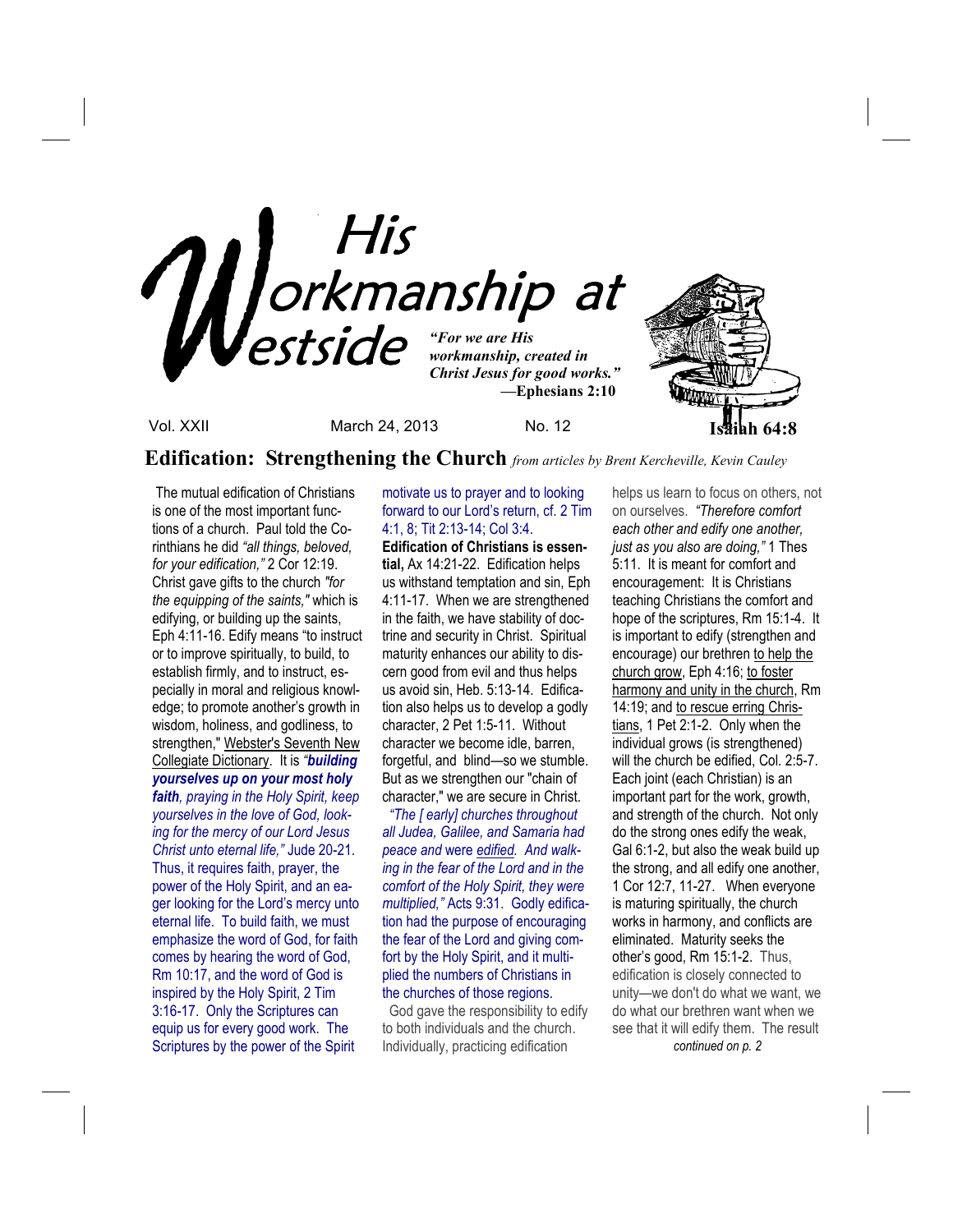# His Workmanship at Westside

*"For we are His workmanship, created in Christ Jesus for good works."* **—Ephesians 2:10**

**Isaiah 64:8**

Vol. XXII  March 24, 2013  No. 12

## Edification: Strengthening the Church *from articles by Brent Kercheville, Kevin Cauley*

The mutual edification of Christians is one of the most important functions of a church. Paul told the Corinthians he did *"all things, beloved, for your edification,"* 2 Cor 12:19. Christ gave gifts to the church *"for the equipping of the saints,"* which is edifying, or building up the saints, Eph 4:11-16. Edify means "to instruct or to improve spiritually, to build, to establish firmly, and to instruct, especially in moral and religious knowledge; to promote another's growth in wisdom, holiness, and godliness, to strengthen," Webster's Seventh New Collegiate Dictionary. It is ***"building yourselves up on your most holy faith****, praying in the Holy Spirit, keep yourselves in the love of God, looking for the mercy of our Lord Jesus Christ unto eternal life,"* Jude 20-21. Thus, it requires faith, prayer, the power of the Holy Spirit, and an eager looking for the Lord's mercy unto eternal life. To build faith, we must emphasize the word of God, for faith comes by hearing the word of God, Rm 10:17, and the word of God is inspired by the Holy Spirit, 2 Tim 3:16-17. Only the Scriptures can equip us for every good work. The Scriptures by the power of the Spirit motivate us to prayer and to looking forward to our Lord's return, cf. 2 Tim 4:1, 8; Tit 2:13-14; Col 3:4.

**Edification of Christians is essential,** Ax 14:21-22. Edification helps us withstand temptation and sin, Eph 4:11-17. When we are strengthened in the faith, we have stability of doctrine and security in Christ. Spiritual maturity enhances our ability to discern good from evil and thus helps us avoid sin, Heb. 5:13-14. Edification also helps us to develop a godly character, 2 Pet 1:5-11. Without character we become idle, barren, forgetful, and blind—so we stumble. But as we strengthen our "chain of character," we are secure in Christ.

*"The [ early] churches throughout all Judea, Galilee, and Samaria had peace and* were *edified. And walking in the fear of the Lord and in the comfort of the Holy Spirit, they were multiplied,"* Acts 9:31. Godly edification had the purpose of encouraging the fear of the Lord and giving comfort by the Holy Spirit, and it multiplied the numbers of Christians in the churches of those regions.

God gave the responsibility to edify to both individuals and the church. Individually, practicing edification helps us learn to focus on others, not on ourselves. *"Therefore comfort each other and edify one another, just as you also are doing,"* 1 Thes 5:11. It is meant for comfort and encouragement: It is Christians teaching Christians the comfort and hope of the scriptures, Rm 15:1-4. It is important to edify (strengthen and encourage) our brethren to help the church grow, Eph 4:16; to foster harmony and unity in the church, Rm 14:19; and to rescue erring Christians, 1 Pet 2:1-2. Only when the individual grows (is strengthened) will the church be edified, Col. 2:5-7. Each joint (each Christian) is an important part for the work, growth, and strength of the church. Not only do the strong ones edify the weak, Gal 6:1-2, but also the weak build up the strong, and all edify one another, 1 Cor 12:7, 11-27. When everyone is maturing spiritually, the church works in harmony, and conflicts are eliminated. Maturity seeks the other's good, Rm 15:1-2. Thus, edification is closely connected to unity—we don't do what we want, we do what our brethren want when we see that it will edify them. The result

*continued on p. 2*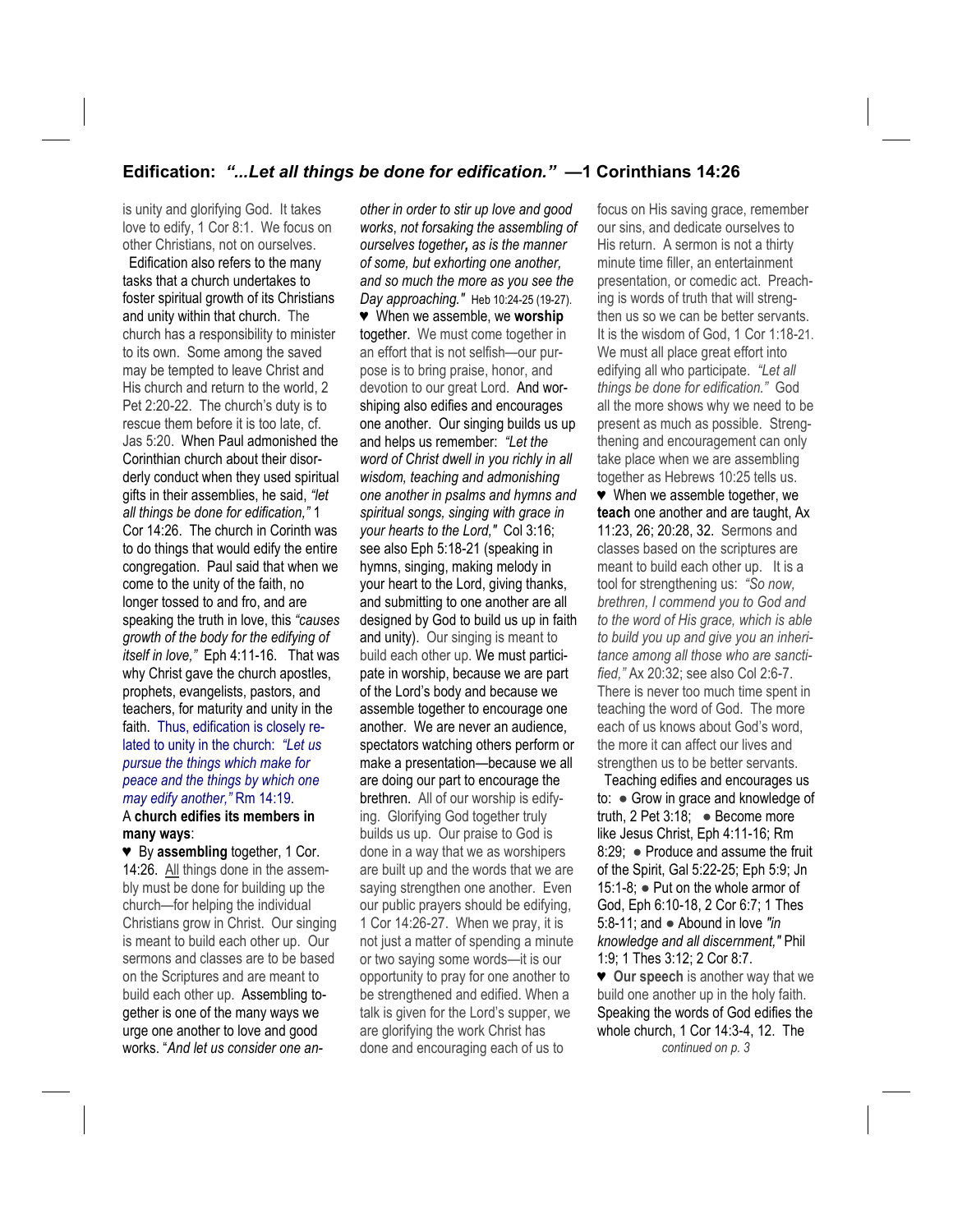## Edification: *"...Let all things be done for edification."* —1 Corinthians 14:26

is unity and glorifying God. It takes love to edify, 1 Cor 8:1. We focus on other Christians, not on ourselves.

Edification also refers to the many tasks that a church undertakes to foster spiritual growth of its Christians and unity within that church. The church has a responsibility to minister to its own. Some among the saved may be tempted to leave Christ and His church and return to the world, 2 Pet 2:20-22. The church's duty is to rescue them before it is too late, cf. Jas 5:20. When Paul admonished the Corinthian church about their disorderly conduct when they used spiritual gifts in their assemblies, he said, *"let all things be done for edification,"* 1 Cor 14:26. The church in Corinth was to do things that would edify the entire congregation. Paul said that when we come to the unity of the faith, no longer tossed to and fro, and are speaking the truth in love, this *"causes growth of the body for the edifying of itself in love,"* Eph 4:11-16. That was why Christ gave the church apostles, prophets, evangelists, pastors, and teachers, for maturity and unity in the faith. Thus, edification is closely related to unity in the church: *"Let us pursue the things which make for peace and the things by which one may edify another,"* Rm 14:19.

A **church edifies its members in many ways**:

♥ By **assembling** together, 1 Cor. 14:26. All things done in the assembly must be done for building up the church—for helping the individual Christians grow in Christ. Our singing is meant to build each other up. Our sermons and classes are to be based on the Scriptures and are meant to build each other up. Assembling together is one of the many ways we urge one another to love and good works. "*And let us consider one another in order to stir up love and good works, not forsaking the assembling of ourselves together, as is the manner of some, but exhorting one another, and so much the more as you see the Day approaching."* Heb 10:24-25 (19-27).

♥ When we assemble, we **worship** together. We must come together in an effort that is not selfish—our purpose is to bring praise, honor, and devotion to our great Lord. And worshiping also edifies and encourages one another. Our singing builds us up and helps us remember: *"Let the word of Christ dwell in you richly in all wisdom, teaching and admonishing one another in psalms and hymns and spiritual songs, singing with grace in your hearts to the Lord,"* Col 3:16; see also Eph 5:18-21 (speaking in hymns, singing, making melody in your heart to the Lord, giving thanks, and submitting to one another are all designed by God to build us up in faith and unity). Our singing is meant to build each other up. We must participate in worship, because we are part of the Lord's body and because we assemble together to encourage one another. We are never an audience, spectators watching others perform or make a presentation—because we all are doing our part to encourage the brethren. All of our worship is edifying. Glorifying God together truly builds us up. Our praise to God is done in a way that we as worshipers are built up and the words that we are saying strengthen one another. Even our public prayers should be edifying, 1 Cor 14:26-27. When we pray, it is not just a matter of spending a minute or two saying some words—it is our opportunity to pray for one another to be strengthened and edified. When a talk is given for the Lord's supper, we are glorifying the work Christ has done and encouraging each of us to focus on His saving grace, remember our sins, and dedicate ourselves to His return. A sermon is not a thirty minute time filler, an entertainment presentation, or comedic act. Preaching is words of truth that will strengthen us so we can be better servants. It is the wisdom of God, 1 Cor 1:18-21. We must all place great effort into edifying all who participate. *"Let all things be done for edification."* God all the more shows why we need to be present as much as possible. Strengthening and encouragement can only take place when we are assembling together as Hebrews 10:25 tells us.

♥ When we assemble together, we **teach** one another and are taught, Ax 11:23, 26; 20:28, 32. Sermons and classes based on the scriptures are meant to build each other up. It is a tool for strengthening us: *"So now, brethren, I commend you to God and to the word of His grace, which is able to build you up and give you an inheritance among all those who are sanctified,"* Ax 20:32; see also Col 2:6-7. There is never too much time spent in teaching the word of God. The more each of us knows about God's word, the more it can affect our lives and strengthen us to be better servants.

Teaching edifies and encourages us to: ● Grow in grace and knowledge of truth, 2 Pet 3:18; ● Become more like Jesus Christ, Eph 4:11-16; Rm 8:29; ● Produce and assume the fruit of the Spirit, Gal 5:22-25; Eph 5:9; Jn 15:1-8; ● Put on the whole armor of God, Eph 6:10-18, 2 Cor 6:7; 1 Thes 5:8-11; and ● Abound in love *"in knowledge and all discernment,"* Phil 1:9; 1 Thes 3:12; 2 Cor 8:7.

♥ **Our speech** is another way that we build one another up in the holy faith. Speaking the words of God edifies the whole church, 1 Cor 14:3-4, 12. The

*continued on p. 3*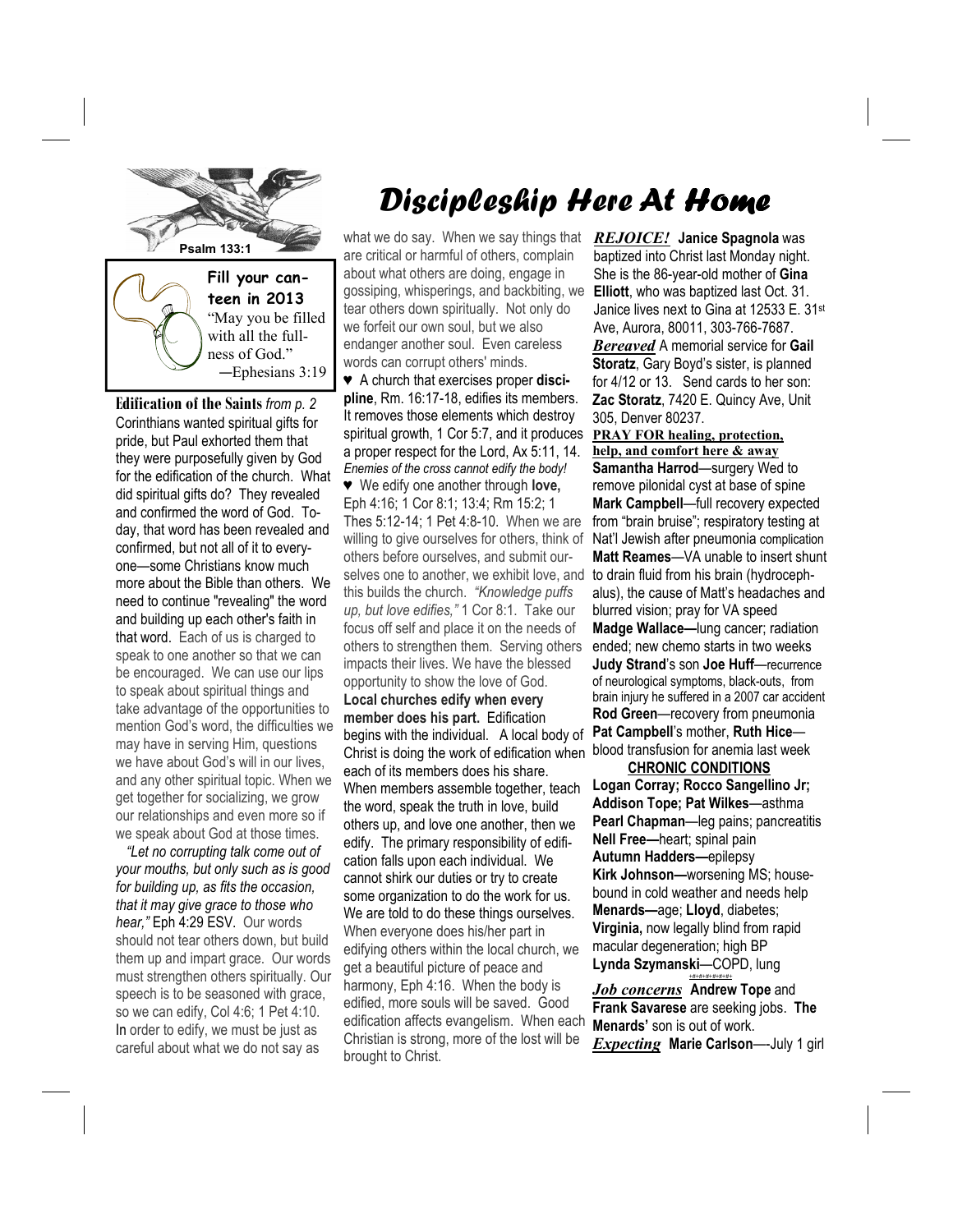# Discipleship Here At Home

Psalm 133:1

**Fill your canteen in 2013**
"May you be filled with all the fullness of God."
—Ephesians 3:19

**Edification of the Saints** *from p. 2*
Corinthians wanted spiritual gifts for pride, but Paul exhorted them that they were purposefully given by God for the edification of the church. What did spiritual gifts do? They revealed and confirmed the word of God. Today, that word has been revealed and confirmed, but not all of it to everyone—some Christians know much more about the Bible than others. We need to continue "revealing" the word and building up each other's faith in that word. Each of us is charged to speak to one another so that we can be encouraged. We can use our lips to speak about spiritual things and take advantage of the opportunities to mention God's word, the difficulties we may have in serving Him, questions we have about God's will in our lives, and any other spiritual topic. When we get together for socializing, we grow our relationships and even more so if we speak about God at those times.

*"Let no corrupting talk come out of your mouths, but only such as is good for building up, as fits the occasion, that it may give grace to those who hear,"* Eph 4:29 ESV. Our words should not tear others down, but build them up and impart grace. Our words must strengthen others spiritually. Our speech is to be seasoned with grace, so we can edify, Col 4:6; 1 Pet 4:10. In order to edify, we must be just as careful about what we do not say as what we do say. When we say things that are critical or harmful of others, complain about what others are doing, engage in gossiping, whisperings, and backbiting, we tear others down spiritually. Not only do we forfeit our own soul, but we also endanger another soul. Even careless words can corrupt others' minds.

♥ A church that exercises proper **discipline**, Rm. 16:17-18, edifies its members. It removes those elements which destroy spiritual growth, 1 Cor 5:7, and it produces a proper respect for the Lord, Ax 5:11, 14. *Enemies of the cross cannot edify the body!*

♥ We edify one another through **love,** Eph 4:16; 1 Cor 8:1; 13:4; Rm 15:2; 1 Thes 5:12-14; 1 Pet 4:8-10. When we are willing to give ourselves for others, think of others before ourselves, and submit ourselves one to another, we exhibit love, and this builds the church. *"Knowledge puffs up, but love edifies,"* 1 Cor 8:1. Take our focus off self and place it on the needs of others to strengthen them. Serving others impacts their lives. We have the blessed opportunity to show the love of God.

**Local churches edify when every member does his part.** Edification begins with the individual. A local body of Christ is doing the work of edification when each of its members does his share. When members assemble together, teach the word, speak the truth in love, build others up, and love one another, then we edify. The primary responsibility of edification falls upon each individual. We cannot shirk our duties or try to create some organization to do the work for us. We are told to do these things ourselves. When everyone does his/her part in edifying others within the local church, we get a beautiful picture of peace and harmony, Eph 4:16. When the body is edified, more souls will be saved. Good edification affects evangelism. When each Christian is strong, more of the lost will be brought to Christ.

***REJOICE!*** **Janice Spagnola** was baptized into Christ last Monday night. She is the 86-year-old mother of **Gina Elliott**, who was baptized last Oct. 31. Janice lives next to Gina at 12533 E. 31st Ave, Aurora, 80011, 303-766-7687.

***Bereaved*** A memorial service for **Gail Storatz**, Gary Boyd's sister, is planned for 4/12 or 13. Send cards to her son: **Zac Storatz**, 7420 E. Quincy Ave, Unit 305, Denver 80237.

**PRAY FOR healing, protection, help, and comfort here & away**

**Samantha Harrod**—surgery Wed to remove pilonidal cyst at base of spine
**Mark Campbell**—full recovery expected from "brain bruise"; respiratory testing at Nat'l Jewish after pneumonia complication
**Matt Reames**—VA unable to insert shunt to drain fluid from his brain (hydrocephalus), the cause of Matt's headaches and blurred vision; pray for VA speed
**Madge Wallace—**lung cancer; radiation ended; new chemo starts in two weeks
**Judy Strand**'s son **Joe Huff**—recurrence of neurological symptoms, black-outs, from brain injury he suffered in a 2007 car accident
**Rod Green**—recovery from pneumonia
**Pat Campbell**'s mother, **Ruth Hice**—blood transfusion for anemia last week

**CHRONIC CONDITIONS**

**Logan Corray; Rocco Sangellino Jr; Addison Tope; Pat Wilkes**—asthma
**Pearl Chapman**—leg pains; pancreatitis
**Nell Free—**heart; spinal pain
**Autumn Hadders—**epilepsy
**Kirk Johnson—**worsening MS; housebound in cold weather and needs help
**Menards—**age; **Lloyd**, diabetes; **Virginia,** now legally blind from rapid macular degeneration; high BP
**Lynda Szymanski**—COPD, lung

***Job concerns*** **Andrew Tope** and **Frank Savarese** are seeking jobs. **The Menards'** son is out of work.

***Expecting*** **Marie Carlson**—-July 1 girl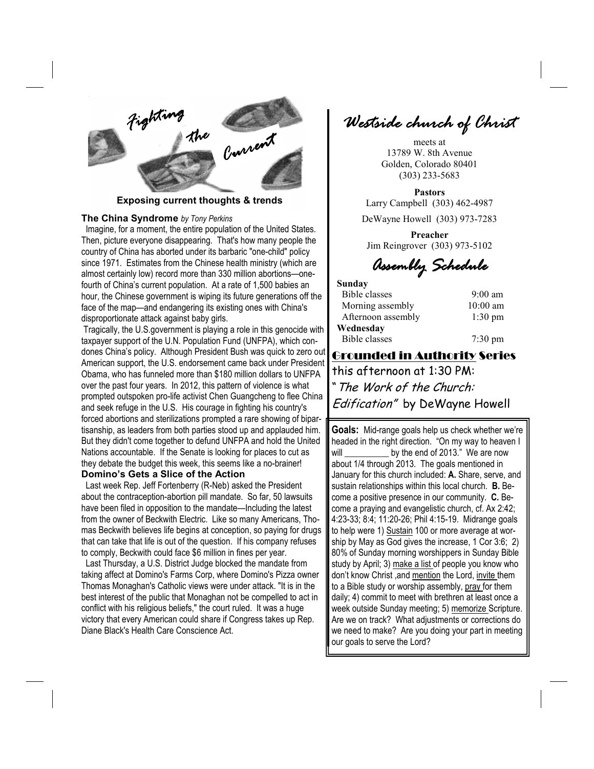# Fighting the Current

**Exposing current thoughts & trends**

### The China Syndrome *by Tony Perkins*

Imagine, for a moment, the entire population of the United States. Then, picture everyone disappearing. That's how many people the country of China has aborted under its barbaric "one-child" policy since 1971. Estimates from the Chinese health ministry (which are almost certainly low) record more than 330 million abortions—one-fourth of China's current population. At a rate of 1,500 babies an hour, the Chinese government is wiping its future generations off the face of the map—and endangering its existing ones with China's disproportionate attack against baby girls.

Tragically, the U.S.government is playing a role in this genocide with taxpayer support of the U.N. Population Fund (UNFPA), which condones China's policy. Although President Bush was quick to zero out American support, the U.S. endorsement came back under President Obama, who has funneled more than $180 million dollars to UNFPA over the past four years. In 2012, this pattern of violence is what prompted outspoken pro-life activist Chen Guangcheng to flee China and seek refuge in the U.S. His courage in fighting his country's forced abortions and sterilizations prompted a rare showing of bipartisanship, as leaders from both parties stood up and applauded him. But they didn't come together to defund UNFPA and hold the United Nations accountable. If the Senate is looking for places to cut as they debate the budget this week, this seems like a no-brainer!

### Domino's Gets a Slice of the Action

Last week Rep. Jeff Fortenberry (R-Neb) asked the President about the contraception-abortion pill mandate. So far, 50 lawsuits have been filed in opposition to the mandate—Including the latest from the owner of Beckwith Electric. Like so many Americans, Thomas Beckwith believes life begins at conception, so paying for drugs that can take that life is out of the question. If his company refuses to comply, Beckwith could face $6 million in fines per year.

Last Thursday, a U.S. District Judge blocked the mandate from taking affect at Domino's Farms Corp, where Domino's Pizza owner Thomas Monaghan's Catholic views were under attack. "It is in the best interest of the public that Monaghan not be compelled to act in conflict with his religious beliefs," the court ruled. It was a huge victory that every American could share if Congress takes up Rep. Diane Black's Health Care Conscience Act.

# Westside church of Christ

meets at
13789 W. 8th Avenue
Golden, Colorado 80401
(303) 233-5683

**Pastors**
Larry Campbell (303) 462-4987

DeWayne Howell (303) 973-7283

**Preacher**
Jim Reingrover (303) 973-5102

## Assembly Schedule

| | |
|---|---|
| **Sunday** | |
| Bible classes | 9:00 am |
| Morning assembly | 10:00 am |
| Afternoon assembly | 1:30 pm |
| **Wednesday** | |
| Bible classes | 7:30 pm |

## Grounded in Authority Series

this afternoon at 1:30 PM:
"*The Work of the Church: Edification*" by DeWayne Howell

**Goals:** Mid-range goals help us check whether we're headed in the right direction. "On my way to heaven I will __________ by the end of 2013." We are now about 1/4 through 2013. The goals mentioned in January for this church included: **A.** Share, serve, and sustain relationships within this local church. **B.** Become a positive presence in our community. **C.** Become a praying and evangelistic church, cf. Ax 2:42; 4:23-33; 8:4; 11:20-26; Phil 4:15-19. Midrange goals to help were 1) Sustain 100 or more average at worship by May as God gives the increase, 1 Cor 3:6; 2) 80% of Sunday morning worshippers in Sunday Bible study by April; 3) make a list of people you know who don't know Christ ,and mention the Lord, invite them to a Bible study or worship assembly, pray for them daily; 4) commit to meet with brethren at least once a week outside Sunday meeting; 5) memorize Scripture. Are we on track? What adjustments or corrections do we need to make? Are you doing your part in meeting our goals to serve the Lord?